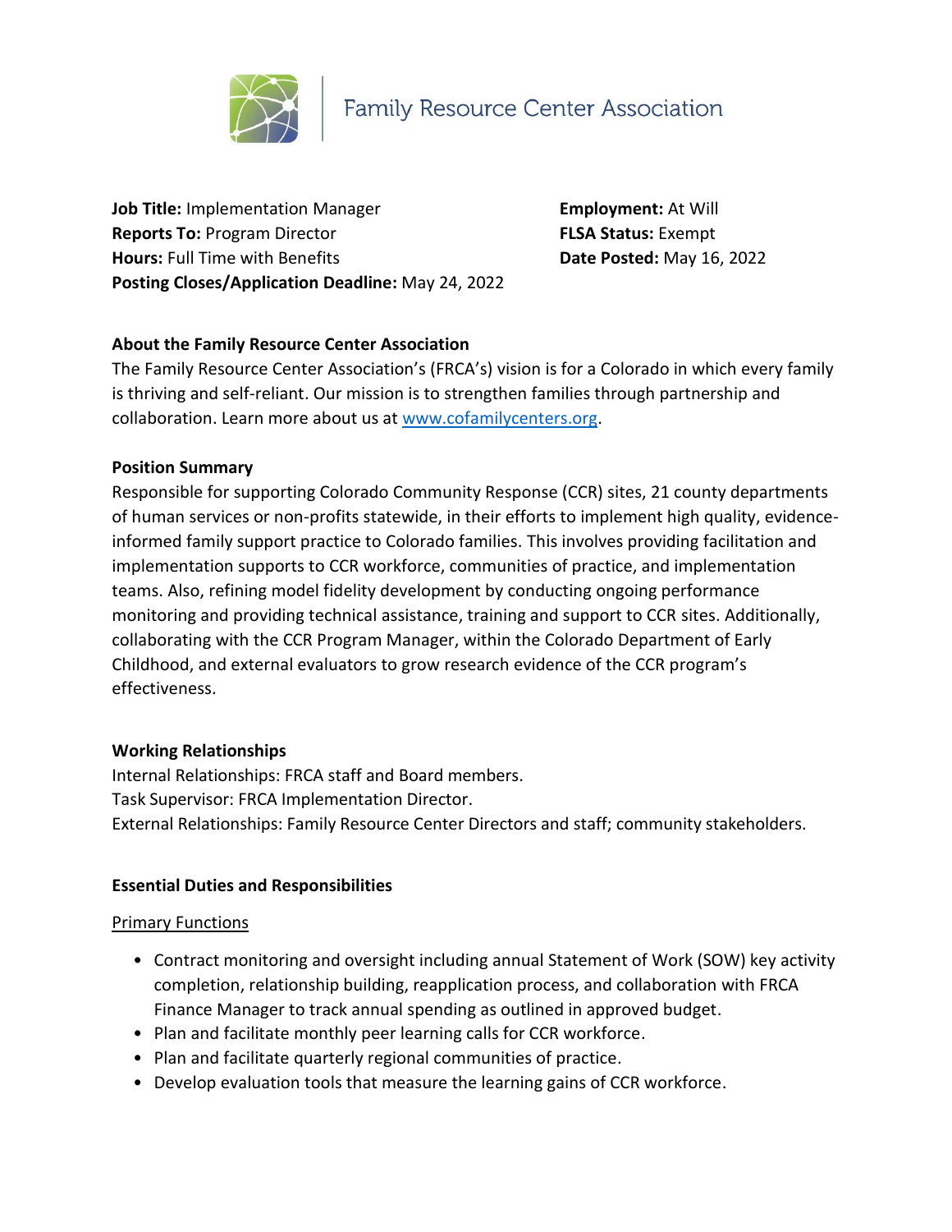Family Resource Center Association

**Job Title:** Implementation Manager
**Reports To:** Program Director
**Hours:** Full Time with Benefits
**Posting Closes/Application Deadline:** May 24, 2022

**Employment:** At Will
**FLSA Status:** Exempt
**Date Posted:** May 16, 2022

**About the Family Resource Center Association**

The Family Resource Center Association's (FRCA's) vision is for a Colorado in which every family is thriving and self-reliant. Our mission is to strengthen families through partnership and collaboration. Learn more about us at [www.cofamilycenters.org](www.cofamilycenters.org).

**Position Summary**

Responsible for supporting Colorado Community Response (CCR) sites, 21 county departments of human services or non-profits statewide, in their efforts to implement high quality, evidence-informed family support practice to Colorado families. This involves providing facilitation and implementation supports to CCR workforce, communities of practice, and implementation teams. Also, refining model fidelity development by conducting ongoing performance monitoring and providing technical assistance, training and support to CCR sites. Additionally, collaborating with the CCR Program Manager, within the Colorado Department of Early Childhood, and external evaluators to grow research evidence of the CCR program's effectiveness.

**Working Relationships**

Internal Relationships: FRCA staff and Board members.
Task Supervisor: FRCA Implementation Director.
External Relationships: Family Resource Center Directors and staff; community stakeholders.

**Essential Duties and Responsibilities**

Primary Functions

- Contract monitoring and oversight including annual Statement of Work (SOW) key activity completion, relationship building, reapplication process, and collaboration with FRCA Finance Manager to track annual spending as outlined in approved budget.
- Plan and facilitate monthly peer learning calls for CCR workforce.
- Plan and facilitate quarterly regional communities of practice.
- Develop evaluation tools that measure the learning gains of CCR workforce.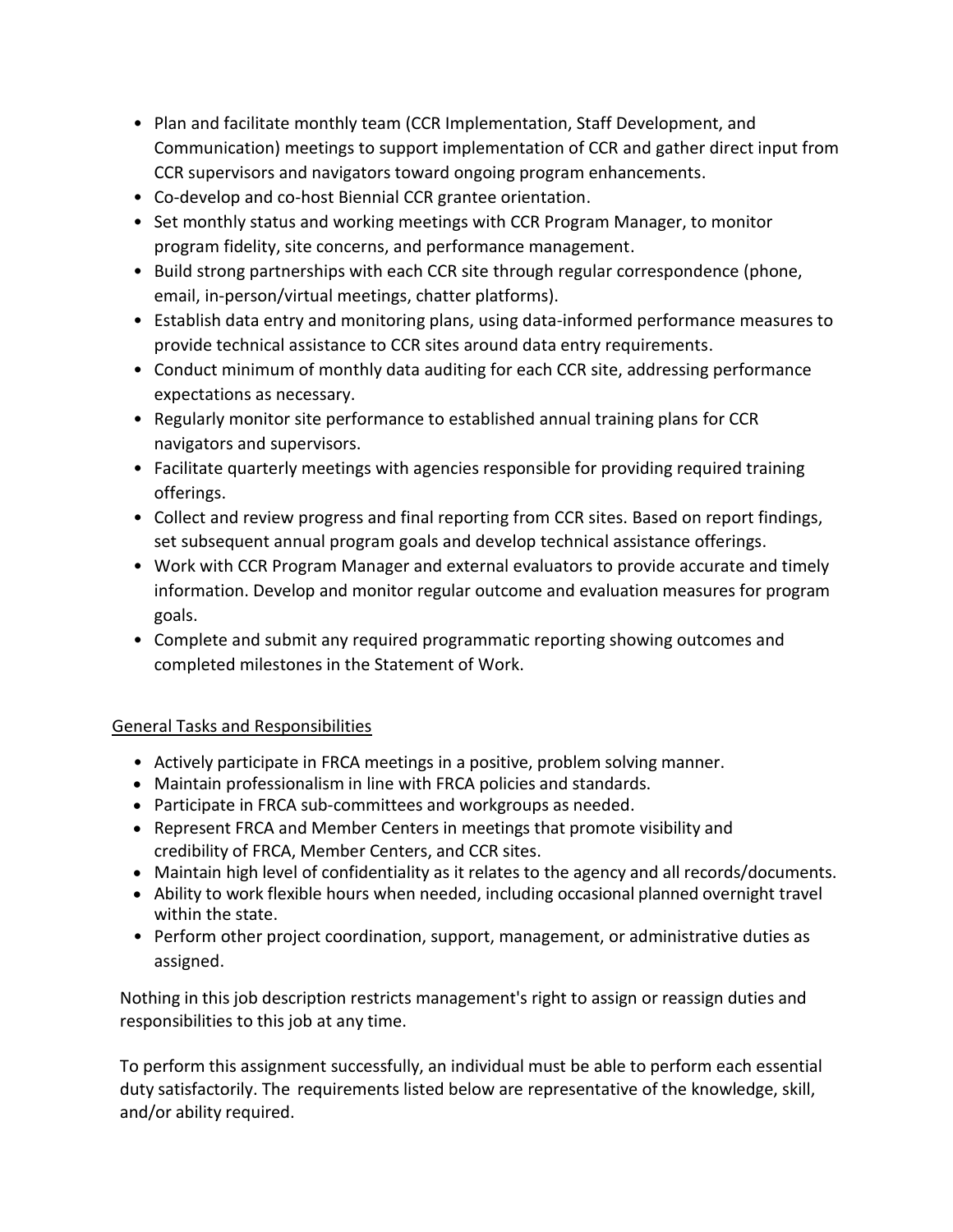- Plan and facilitate monthly team (CCR Implementation, Staff Development, and Communication) meetings to support implementation of CCR and gather direct input from CCR supervisors and navigators toward ongoing program enhancements.
- Co-develop and co-host Biennial CCR grantee orientation.
- Set monthly status and working meetings with CCR Program Manager, to monitor program fidelity, site concerns, and performance management.
- Build strong partnerships with each CCR site through regular correspondence (phone, email, in-person/virtual meetings, chatter platforms).
- Establish data entry and monitoring plans, using data-informed performance measures to provide technical assistance to CCR sites around data entry requirements.
- Conduct minimum of monthly data auditing for each CCR site, addressing performance expectations as necessary.
- Regularly monitor site performance to established annual training plans for CCR navigators and supervisors.
- Facilitate quarterly meetings with agencies responsible for providing required training offerings.
- Collect and review progress and final reporting from CCR sites. Based on report findings, set subsequent annual program goals and develop technical assistance offerings.
- Work with CCR Program Manager and external evaluators to provide accurate and timely information. Develop and monitor regular outcome and evaluation measures for program goals.
- Complete and submit any required programmatic reporting showing outcomes and completed milestones in the Statement of Work.

<u>General Tasks and Responsibilities</u>

- Actively participate in FRCA meetings in a positive, problem solving manner.
- Maintain professionalism in line with FRCA policies and standards.
- Participate in FRCA sub-committees and workgroups as needed.
- Represent FRCA and Member Centers in meetings that promote visibility and credibility of FRCA, Member Centers, and CCR sites.
- Maintain high level of confidentiality as it relates to the agency and all records/documents.
- Ability to work flexible hours when needed, including occasional planned overnight travel within the state.
- Perform other project coordination, support, management, or administrative duties as assigned.

Nothing in this job description restricts management's right to assign or reassign duties and responsibilities to this job at any time.

To perform this assignment successfully, an individual must be able to perform each essential duty satisfactorily. The requirements listed below are representative of the knowledge, skill, and/or ability required.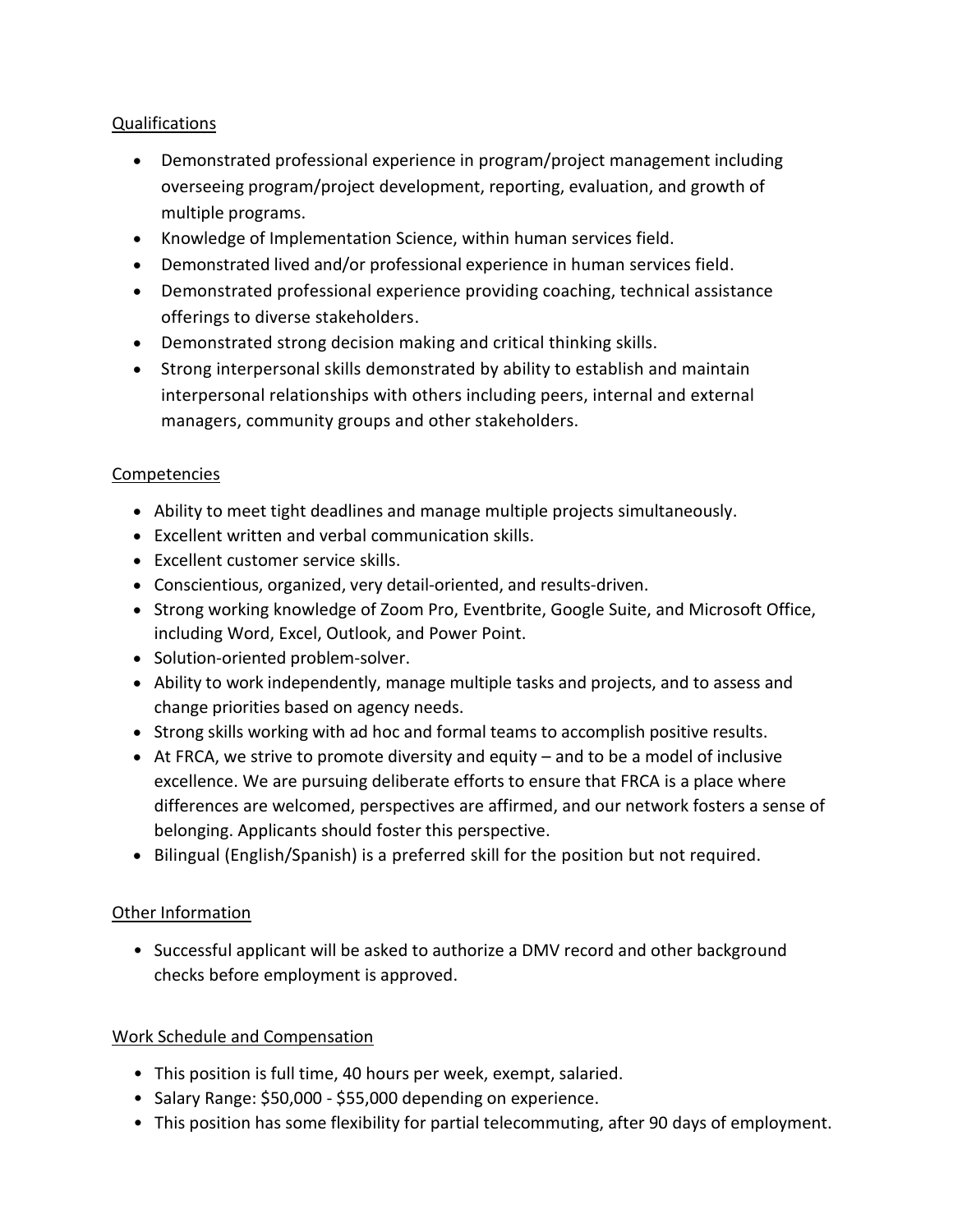## Qualifications

- Demonstrated professional experience in program/project management including overseeing program/project development, reporting, evaluation, and growth of multiple programs.
- Knowledge of Implementation Science, within human services field.
- Demonstrated lived and/or professional experience in human services field.
- Demonstrated professional experience providing coaching, technical assistance offerings to diverse stakeholders.
- Demonstrated strong decision making and critical thinking skills.
- Strong interpersonal skills demonstrated by ability to establish and maintain interpersonal relationships with others including peers, internal and external managers, community groups and other stakeholders.

## Competencies

- Ability to meet tight deadlines and manage multiple projects simultaneously.
- Excellent written and verbal communication skills.
- Excellent customer service skills.
- Conscientious, organized, very detail-oriented, and results-driven.
- Strong working knowledge of Zoom Pro, Eventbrite, Google Suite, and Microsoft Office, including Word, Excel, Outlook, and Power Point.
- Solution-oriented problem-solver.
- Ability to work independently, manage multiple tasks and projects, and to assess and change priorities based on agency needs.
- Strong skills working with ad hoc and formal teams to accomplish positive results.
- At FRCA, we strive to promote diversity and equity – and to be a model of inclusive excellence. We are pursuing deliberate efforts to ensure that FRCA is a place where differences are welcomed, perspectives are affirmed, and our network fosters a sense of belonging. Applicants should foster this perspective.
- Bilingual (English/Spanish) is a preferred skill for the position but not required.

## Other Information

- Successful applicant will be asked to authorize a DMV record and other background checks before employment is approved.

## Work Schedule and Compensation

- This position is full time, 40 hours per week, exempt, salaried.
- Salary Range: $50,000 - $55,000 depending on experience.
- This position has some flexibility for partial telecommuting, after 90 days of employment.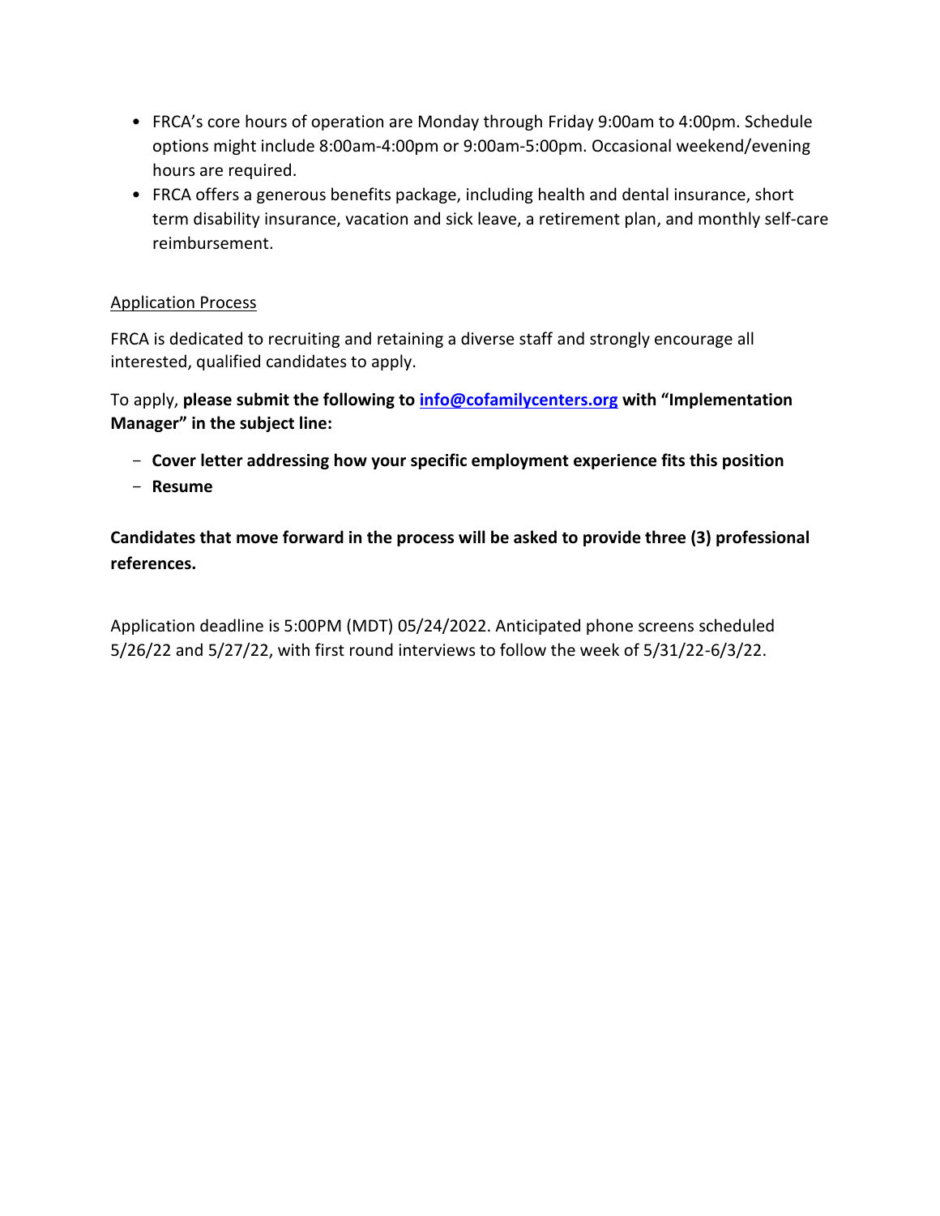- FRCA's core hours of operation are Monday through Friday 9:00am to 4:00pm. Schedule options might include 8:00am-4:00pm or 9:00am-5:00pm. Occasional weekend/evening hours are required.
- FRCA offers a generous benefits package, including health and dental insurance, short term disability insurance, vacation and sick leave, a retirement plan, and monthly self-care reimbursement.

Application Process

FRCA is dedicated to recruiting and retaining a diverse staff and strongly encourage all interested, qualified candidates to apply.

To apply, **please submit the following to [info@cofamilycenters.org](mailto:info@cofamilycenters.org) with "Implementation Manager" in the subject line:**

- **Cover letter addressing how your specific employment experience fits this position**
- **Resume**

**Candidates that move forward in the process will be asked to provide three (3) professional references.**

Application deadline is 5:00PM (MDT) 05/24/2022. Anticipated phone screens scheduled 5/26/22 and 5/27/22, with first round interviews to follow the week of 5/31/22-6/3/22.